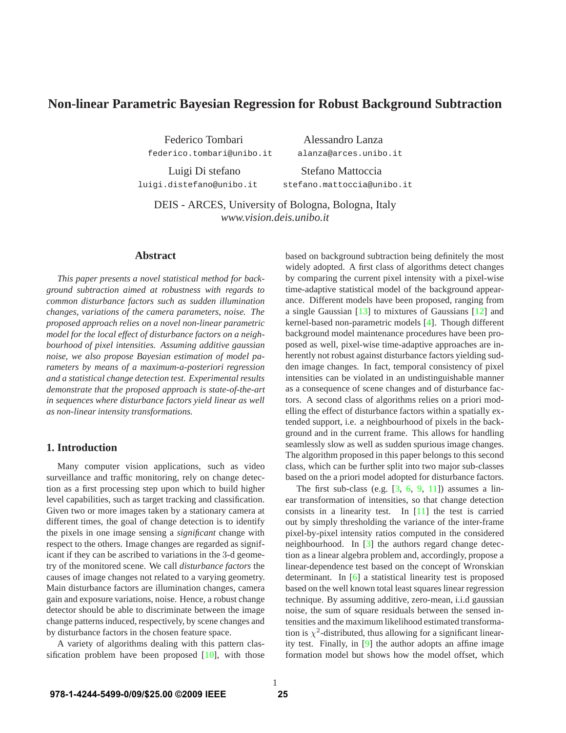# Non-linear Parametric Bayesian Regression for Robust Background Subtraction

Federico Tombari
federico.tombari@unibo.it

Alessandro Lanza
alanza@arces.unibo.it

Luigi Di stefano
luigi.distefano@unibo.it

Stefano Mattoccia
stefano.mattoccia@unibo.it

DEIS - ARCES, University of Bologna, Bologna, Italy
*www.vision.deis.unibo.it*

## Abstract

*This paper presents a novel statistical method for background subtraction aimed at robustness with regards to common disturbance factors such as sudden illumination changes, variations of the camera parameters, noise. The proposed approach relies on a novel non-linear parametric model for the local effect of disturbance factors on a neighbourhood of pixel intensities. Assuming additive gaussian noise, we also propose Bayesian estimation of model parameters by means of a maximum-a-posteriori regression and a statistical change detection test. Experimental results demonstrate that the proposed approach is state-of-the-art in sequences where disturbance factors yield linear as well as non-linear intensity transformations.*

## 1. Introduction

Many computer vision applications, such as video surveillance and traffic monitoring, rely on change detection as a first processing step upon which to build higher level capabilities, such as target tracking and classification. Given two or more images taken by a stationary camera at different times, the goal of change detection is to identify the pixels in one image sensing a *significant* change with respect to the others. Image changes are regarded as significant if they can be ascribed to variations in the 3-d geometry of the monitored scene. We call *disturbance factors* the causes of image changes not related to a varying geometry. Main disturbance factors are illumination changes, camera gain and exposure variations, noise. Hence, a robust change detector should be able to discriminate between the image change patterns induced, respectively, by scene changes and by disturbance factors in the chosen feature space.

A variety of algorithms dealing with this pattern classification problem have been proposed [10], with those based on background subtraction being definitely the most widely adopted. A first class of algorithms detect changes by comparing the current pixel intensity with a pixel-wise time-adaptive statistical model of the background appearance. Different models have been proposed, ranging from a single Gaussian [13] to mixtures of Gaussians [12] and kernel-based non-parametric models [4]. Though different background model maintenance procedures have been proposed as well, pixel-wise time-adaptive approaches are inherently not robust against disturbance factors yielding sudden image changes. In fact, temporal consistency of pixel intensities can be violated in an undistinguishable manner as a consequence of scene changes and of disturbance factors. A second class of algorithms relies on a priori modelling the effect of disturbance factors within a spatially extended support, i.e. a neighbourhood of pixels in the background and in the current frame. This allows for handling seamlessly slow as well as sudden spurious image changes. The algorithm proposed in this paper belongs to this second class, which can be further split into two major sub-classes based on the a priori model adopted for disturbance factors.

The first sub-class (e.g. [3, 6, 9, 11]) assumes a linear transformation of intensities, so that change detection consists in a linearity test. In [11] the test is carried out by simply thresholding the variance of the inter-frame pixel-by-pixel intensity ratios computed in the considered neighbourhood. In [3] the authors regard change detection as a linear algebra problem and, accordingly, propose a linear-dependence test based on the concept of Wronskian determinant. In [6] a statistical linearity test is proposed based on the well known total least squares linear regression technique. By assuming additive, zero-mean, i.i.d gaussian noise, the sum of square residuals between the sensed intensities and the maximum likelihood estimated transformation is $\chi^2$-distributed, thus allowing for a significant linearity test. Finally, in [9] the author adopts an affine image formation model but shows how the model offset, which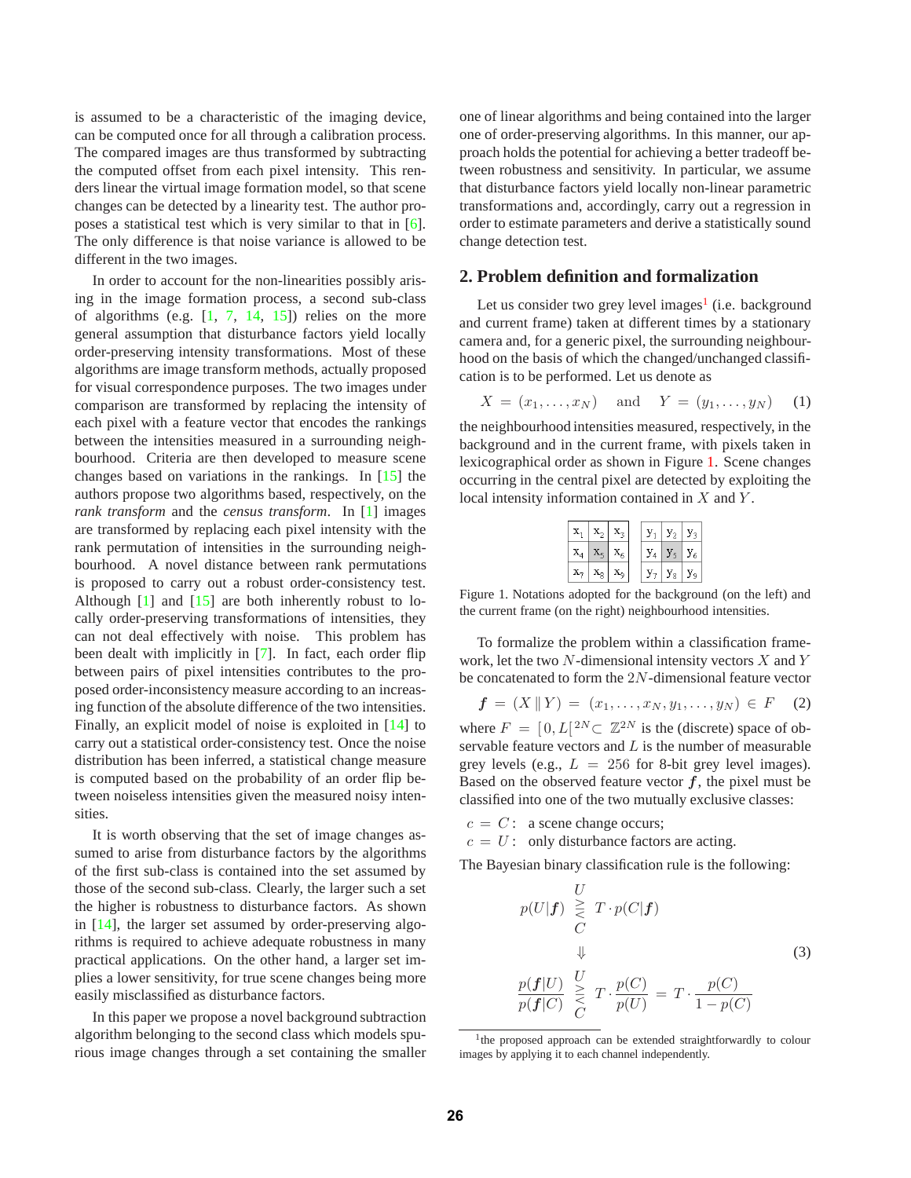is assumed to be a characteristic of the imaging device, can be computed once for all through a calibration process. The compared images are thus transformed by subtracting the computed offset from each pixel intensity. This renders linear the virtual image formation model, so that scene changes can be detected by a linearity test. The author proposes a statistical test which is very similar to that in [6]. The only difference is that noise variance is allowed to be different in the two images.

In order to account for the non-linearities possibly arising in the image formation process, a second sub-class of algorithms (e.g. [1, 7, 14, 15]) relies on the more general assumption that disturbance factors yield locally order-preserving intensity transformations. Most of these algorithms are image transform methods, actually proposed for visual correspondence purposes. The two images under comparison are transformed by replacing the intensity of each pixel with a feature vector that encodes the rankings between the intensities measured in a surrounding neighbourhood. Criteria are then developed to measure scene changes based on variations in the rankings. In [15] the authors propose two algorithms based, respectively, on the *rank transform* and the *census transform*. In [1] images are transformed by replacing each pixel intensity with the rank permutation of intensities in the surrounding neighbourhood. A novel distance between rank permutations is proposed to carry out a robust order-consistency test. Although [1] and [15] are both inherently robust to locally order-preserving transformations of intensities, they can not deal effectively with noise. This problem has been dealt with implicitly in [7]. In fact, each order flip between pairs of pixel intensities contributes to the proposed order-inconsistency measure according to an increasing function of the absolute difference of the two intensities. Finally, an explicit model of noise is exploited in [14] to carry out a statistical order-consistency test. Once the noise distribution has been inferred, a statistical change measure is computed based on the probability of an order flip between noiseless intensities given the measured noisy intensities.

It is worth observing that the set of image changes assumed to arise from disturbance factors by the algorithms of the first sub-class is contained into the set assumed by those of the second sub-class. Clearly, the larger such a set the higher is robustness to disturbance factors. As shown in [14], the larger set assumed by order-preserving algorithms is required to achieve adequate robustness in many practical applications. On the other hand, a larger set implies a lower sensitivity, for true scene changes being more easily misclassified as disturbance factors.

In this paper we propose a novel background subtraction algorithm belonging to the second class which models spurious image changes through a set containing the smaller one of linear algorithms and being contained into the larger one of order-preserving algorithms. In this manner, our approach holds the potential for achieving a better tradeoff between robustness and sensitivity. In particular, we assume that disturbance factors yield locally non-linear parametric transformations and, accordingly, carry out a regression in order to estimate parameters and derive a statistically sound change detection test.

## 2. Problem definition and formalization

Let us consider two grey level images[1] (i.e. background and current frame) taken at different times by a stationary camera and, for a generic pixel, the surrounding neighbourhood on the basis of which the changed/unchanged classification is to be performed. Let us denote as

$$X = (x_1, \ldots, x_N) \quad \text{and} \quad Y = (y_1, \ldots, y_N) \tag{1}$$

the neighbourhood intensities measured, respectively, in the background and in the current frame, with pixels taken in lexicographical order as shown in Figure 1. Scene changes occurring in the central pixel are detected by exploiting the local intensity information contained in $X$ and $Y$.

| $x_1$ | $x_2$ | $x_3$ |
|---|---|---|
| $x_4$ | $x_5$ | $x_6$ |
| $x_7$ | $x_8$ | $x_9$ |

| $y_1$ | $y_2$ | $y_3$ |
|---|---|---|
| $y_4$ | $y_5$ | $y_6$ |
| $y_7$ | $y_8$ | $y_9$ |

Figure 1. Notations adopted for the background (on the left) and the current frame (on the right) neighbourhood intensities.

To formalize the problem within a classification framework, let the two $N$-dimensional intensity vectors $X$ and $Y$ be concatenated to form the $2N$-dimensional feature vector

$$\boldsymbol{f} = (X \,\|\, Y) = (x_1, \ldots, x_N, y_1, \ldots, y_N) \in F \tag{2}$$

where $F = [0, L[^{2N} \subset \mathbb{Z}^{2N}$ is the (discrete) space of observable feature vectors and $L$ is the number of measurable grey levels (e.g., $L = 256$ for 8-bit grey level images). Based on the observed feature vector $\boldsymbol{f}$, the pixel must be classified into one of the two mutually exclusive classes:

$c = C:$ a scene change occurs;
$c = U:$ only disturbance factors are acting.

The Bayesian binary classification rule is the following:

$$\begin{gathered} p(U|\boldsymbol{f}) \underset{C}{\overset{U}{\gtrless}} T \cdot p(C|\boldsymbol{f}) \\ \Downarrow \\ \frac{p(\boldsymbol{f}|U)}{p(\boldsymbol{f}|C)} \underset{C}{\overset{U}{\gtrless}} T \cdot \frac{p(C)}{p(U)} = T \cdot \frac{p(C)}{1 - p(C)} \end{gathered} \tag{3}$$

[1] the proposed approach can be extended straightforwardly to colour images by applying it to each channel independently.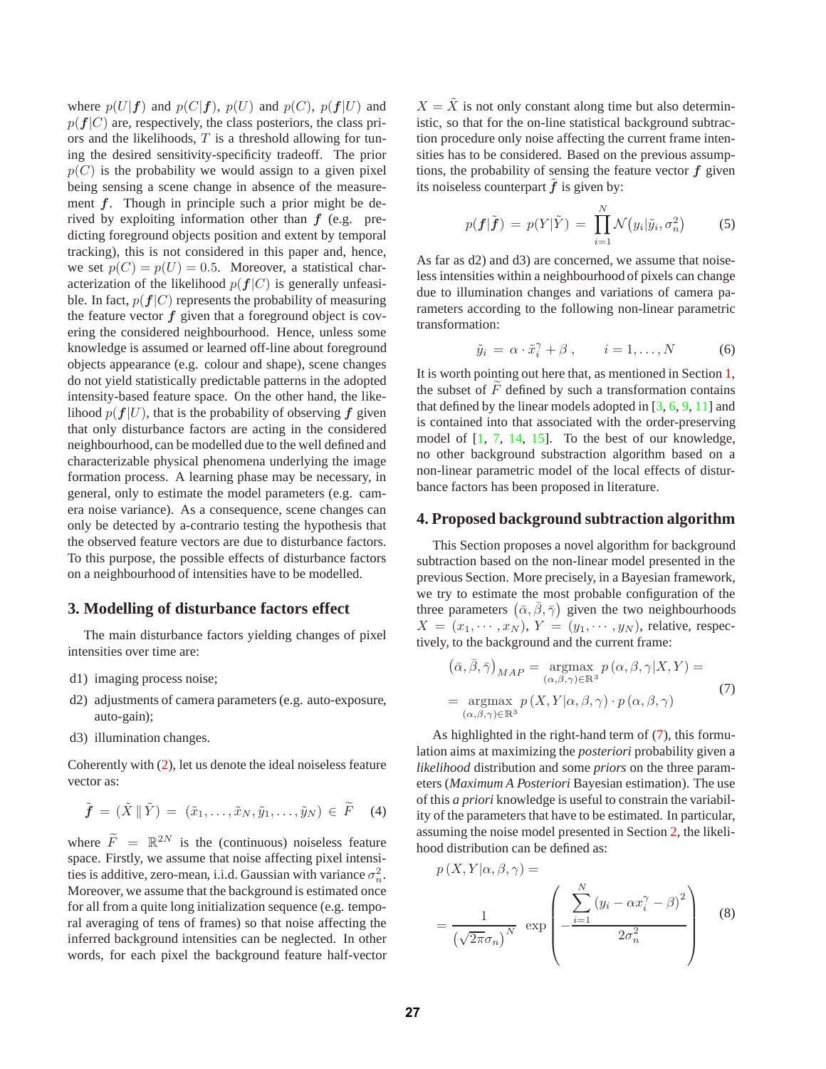where $p(U|\boldsymbol{f})$ and $p(C|\boldsymbol{f})$, $p(U)$ and $p(C)$, $p(\boldsymbol{f}|U)$ and $p(\boldsymbol{f}|C)$ are, respectively, the class posteriors, the class priors and the likelihoods, $T$ is a threshold allowing for tuning the desired sensitivity-specificity tradeoff. The prior $p(C)$ is the probability we would assign to a given pixel being sensing a scene change in absence of the measurement $\boldsymbol{f}$. Though in principle such a prior might be derived by exploiting information other than $\boldsymbol{f}$ (e.g. predicting foreground objects position and extent by temporal tracking), this is not considered in this paper and, hence, we set $p(C) = p(U) = 0.5$. Moreover, a statistical characterization of the likelihood $p(\boldsymbol{f}|C)$ is generally unfeasible. In fact, $p(\boldsymbol{f}|C)$ represents the probability of measuring the feature vector $\boldsymbol{f}$ given that a foreground object is covering the considered neighbourhood. Hence, unless some knowledge is assumed or learned off-line about foreground objects appearance (e.g. colour and shape), scene changes do not yield statistically predictable patterns in the adopted intensity-based feature space. On the other hand, the likelihood $p(\boldsymbol{f}|U)$, that is the probability of observing $\boldsymbol{f}$ given that only disturbance factors are acting in the considered neighbourhood, can be modelled due to the well defined and characterizable physical phenomena underlying the image formation process. A learning phase may be necessary, in general, only to estimate the model parameters (e.g. camera noise variance). As a consequence, scene changes can only be detected by a-contrario testing the hypothesis that the observed feature vectors are due to disturbance factors. To this purpose, the possible effects of disturbance factors on a neighbourhood of intensities have to be modelled.

## 3. Modelling of disturbance factors effect

The main disturbance factors yielding changes of pixel intensities over time are:

- d1) imaging process noise;
- d2) adjustments of camera parameters (e.g. auto-exposure, auto-gain);
- d3) illumination changes.

Coherently with (2), let us denote the ideal noiseless feature vector as:

$$\tilde{\boldsymbol{f}} = (\tilde{X} \,\|\, \tilde{Y}) = (\tilde{x}_1, \ldots, \tilde{x}_N, \tilde{y}_1, \ldots, \tilde{y}_N) \in \widetilde{F} \quad (4)$$

where $\widetilde{F} = \mathbb{R}^{2N}$ is the (continuous) noiseless feature space. Firstly, we assume that noise affecting pixel intensities is additive, zero-mean, i.i.d. Gaussian with variance $\sigma_n^2$. Moreover, we assume that the background is estimated once for all from a quite long initialization sequence (e.g. temporal averaging of tens of frames) so that noise affecting the inferred background intensities can be neglected. In other words, for each pixel the background feature half-vector $X = \tilde{X}$ is not only constant along time but also deterministic, so that for the on-line statistical background subtraction procedure only noise affecting the current frame intensities has to be considered. Based on the previous assumptions, the probability of sensing the feature vector $\boldsymbol{f}$ given its noiseless counterpart $\tilde{\boldsymbol{f}}$ is given by:

$$p(\boldsymbol{f}|\tilde{\boldsymbol{f}}) = p(Y|\tilde{Y}) = \prod_{i=1}^{N} \mathcal{N}\big(y_i|\tilde{y}_i, \sigma_n^2\big) \quad (5)$$

As far as d2) and d3) are concerned, we assume that noiseless intensities within a neighbourhood of pixels can change due to illumination changes and variations of camera parameters according to the following non-linear parametric transformation:

$$\tilde{y}_i = \alpha \cdot \tilde{x}_i^{\gamma} + \beta \,, \qquad i = 1, \ldots, N \quad (6)$$

It is worth pointing out here that, as mentioned in Section 1, the subset of $\widetilde{F}$ defined by such a transformation contains that defined by the linear models adopted in [3, 6, 9, 11] and is contained into that associated with the order-preserving model of [1, 7, 14, 15]. To the best of our knowledge, no other background substraction algorithm based on a non-linear parametric model of the local effects of disturbance factors has been proposed in literature.

## 4. Proposed background subtraction algorithm

This Section proposes a novel algorithm for background subtraction based on the non-linear model presented in the previous Section. More precisely, in a Bayesian framework, we try to estimate the most probable configuration of the three parameters $(\bar{\alpha}, \bar{\beta}, \bar{\gamma})$ given the two neighbourhoods $X = (x_1, \cdots, x_N)$, $Y = (y_1, \cdots, y_N)$, relative, respectively, to the background and the current frame:

$$\begin{aligned}
\left(\bar{\alpha}, \bar{\beta}, \bar{\gamma}\right)_{MAP} &= \underset{(\alpha,\beta,\gamma)\in\mathbb{R}^3}{\operatorname{argmax}} \; p\left(\alpha, \beta, \gamma | X, Y\right) = \\
&= \underset{(\alpha,\beta,\gamma)\in\mathbb{R}^3}{\operatorname{argmax}} \; p\left(X, Y | \alpha, \beta, \gamma\right) \cdot p\left(\alpha, \beta, \gamma\right)
\end{aligned} \quad (7)$$

As highlighted in the right-hand term of (7), this formulation aims at maximizing the *posteriori* probability given a *likelihood* distribution and some *priors* on the three parameters (*Maximum A Posteriori* Bayesian estimation). The use of this *a priori* knowledge is useful to constrain the variability of the parameters that have to be estimated. In particular, assuming the noise model presented in Section 2, the likelihood distribution can be defined as:

$$\begin{aligned}
&p\left(X, Y | \alpha, \beta, \gamma\right) = \\
&= \frac{1}{\left(\sqrt{2\pi}\sigma_n\right)^N} \; \exp\left( - \frac{\displaystyle\sum_{i=1}^{N} \left(y_i - \alpha x_i^{\gamma} - \beta\right)^2}{2\sigma_n^2} \right)
\end{aligned} \quad (8)$$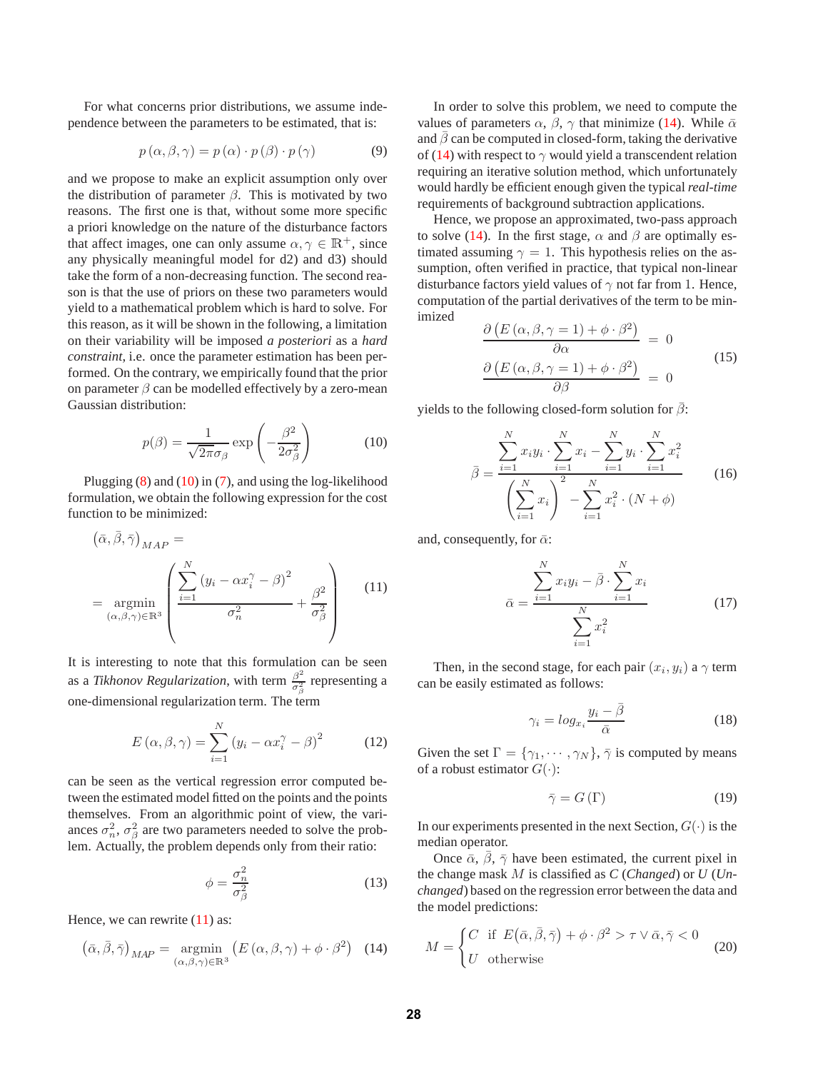For what concerns prior distributions, we assume independence between the parameters to be estimated, that is:

$$p(\alpha,\beta,\gamma) = p(\alpha)\cdot p(\beta)\cdot p(\gamma) \tag{9}$$

and we propose to make an explicit assumption only over the distribution of parameter $\beta$. This is motivated by two reasons. The first one is that, without some more specific a priori knowledge on the nature of the disturbance factors that affect images, one can only assume $\alpha, \gamma \in \mathbb{R}^+$, since any physically meaningful model for d2) and d3) should take the form of a non-decreasing function. The second reason is that the use of priors on these two parameters would yield to a mathematical problem which is hard to solve. For this reason, as it will be shown in the following, a limitation on their variability will be imposed *a posteriori* as a *hard constraint*, i.e. once the parameter estimation has been performed. On the contrary, we empirically found that the prior on parameter $\beta$ can be modelled effectively by a zero-mean Gaussian distribution:

$$p(\beta) = \frac{1}{\sqrt{2\pi}\sigma_\beta}\exp\left(-\frac{\beta^2}{2\sigma_\beta^2}\right) \tag{10}$$

Plugging (8) and (10) in (7), and using the log-likelihood formulation, we obtain the following expression for the cost function to be minimized:

$$\left(\bar{\alpha},\bar{\beta},\bar{\gamma}\right)_{MAP} = \underset{(\alpha,\beta,\gamma)\in\mathbb{R}^3}{\operatorname{argmin}}\left(\frac{\sum_{i=1}^{N}\left(y_i - \alpha x_i^{\gamma} - \beta\right)^2}{\sigma_n^2} + \frac{\beta^2}{\sigma_\beta^2}\right) \tag{11}$$

It is interesting to note that this formulation can be seen as a *Tikhonov Regularization*, with term $\frac{\beta^2}{\sigma_\beta^2}$ representing a one-dimensional regularization term. The term

$$E(\alpha,\beta,\gamma) = \sum_{i=1}^{N}\left(y_i - \alpha x_i^{\gamma} - \beta\right)^2 \tag{12}$$

can be seen as the vertical regression error computed between the estimated model fitted on the points and the points themselves. From an algorithmic point of view, the variances $\sigma_n^2$, $\sigma_\beta^2$ are two parameters needed to solve the problem. Actually, the problem depends only from their ratio:

$$\phi = \frac{\sigma_n^2}{\sigma_\beta^2} \tag{13}$$

Hence, we can rewrite (11) as:

$$\left(\bar{\alpha},\bar{\beta},\bar{\gamma}\right)_{MAP} = \underset{(\alpha,\beta,\gamma)\in\mathbb{R}^3}{\operatorname{argmin}}\left(E(\alpha,\beta,\gamma) + \phi\cdot\beta^2\right) \tag{14}$$

In order to solve this problem, we need to compute the values of parameters $\alpha$, $\beta$, $\gamma$ that minimize (14). While $\bar{\alpha}$ and $\bar{\beta}$ can be computed in closed-form, taking the derivative of (14) with respect to $\gamma$ would yield a transcendent relation requiring an iterative solution method, which unfortunately would hardly be efficient enough given the typical *real-time* requirements of background subtraction applications.

Hence, we propose an approximated, two-pass approach to solve (14). In the first stage, $\alpha$ and $\beta$ are optimally estimated assuming $\gamma = 1$. This hypothesis relies on the assumption, often verified in practice, that typical non-linear disturbance factors yield values of $\gamma$ not far from 1. Hence, computation of the partial derivatives of the term to be minimized

$$\begin{aligned}
\frac{\partial\left(E(\alpha,\beta,\gamma=1)+\phi\cdot\beta^2\right)}{\partial\alpha} &= 0\\
\frac{\partial\left(E(\alpha,\beta,\gamma=1)+\phi\cdot\beta^2\right)}{\partial\beta} &= 0
\end{aligned} \tag{15}$$

yields to the following closed-form solution for $\bar{\beta}$:

$$\bar{\beta} = \frac{\sum_{i=1}^{N} x_i y_i \cdot \sum_{i=1}^{N} x_i - \sum_{i=1}^{N} y_i \cdot \sum_{i=1}^{N} x_i^2}{\left(\sum_{i=1}^{N} x_i\right)^2 - \sum_{i=1}^{N} x_i^2\cdot(N+\phi)} \tag{16}$$

and, consequently, for $\bar{\alpha}$:

$$\bar{\alpha} = \frac{\sum_{i=1}^{N} x_i y_i - \bar{\beta}\cdot\sum_{i=1}^{N} x_i}{\sum_{i=1}^{N} x_i^2} \tag{17}$$

Then, in the second stage, for each pair $(x_i, y_i)$ a $\gamma$ term can be easily estimated as follows:

$$\gamma_i = log_{x_i}\frac{y_i - \bar{\beta}}{\bar{\alpha}} \tag{18}$$

Given the set $\Gamma = \{\gamma_1, \cdots, \gamma_N\}$, $\bar{\gamma}$ is computed by means of a robust estimator $G(\cdot)$:

$$\bar{\gamma} = G(\Gamma) \tag{19}$$

In our experiments presented in the next Section, $G(\cdot)$ is the median operator.

Once $\bar{\alpha}$, $\bar{\beta}$, $\bar{\gamma}$ have been estimated, the current pixel in the change mask $M$ is classified as *C* (*Changed*) or *U* (*Unchanged*) based on the regression error between the data and the model predictions:

$$M = \begin{cases} C & \text{if } E(\bar{\alpha},\bar{\beta},\bar{\gamma}) + \phi\cdot\beta^2 > \tau \vee \bar{\alpha},\bar{\gamma} < 0 \\ U & \text{otherwise} \end{cases} \tag{20}$$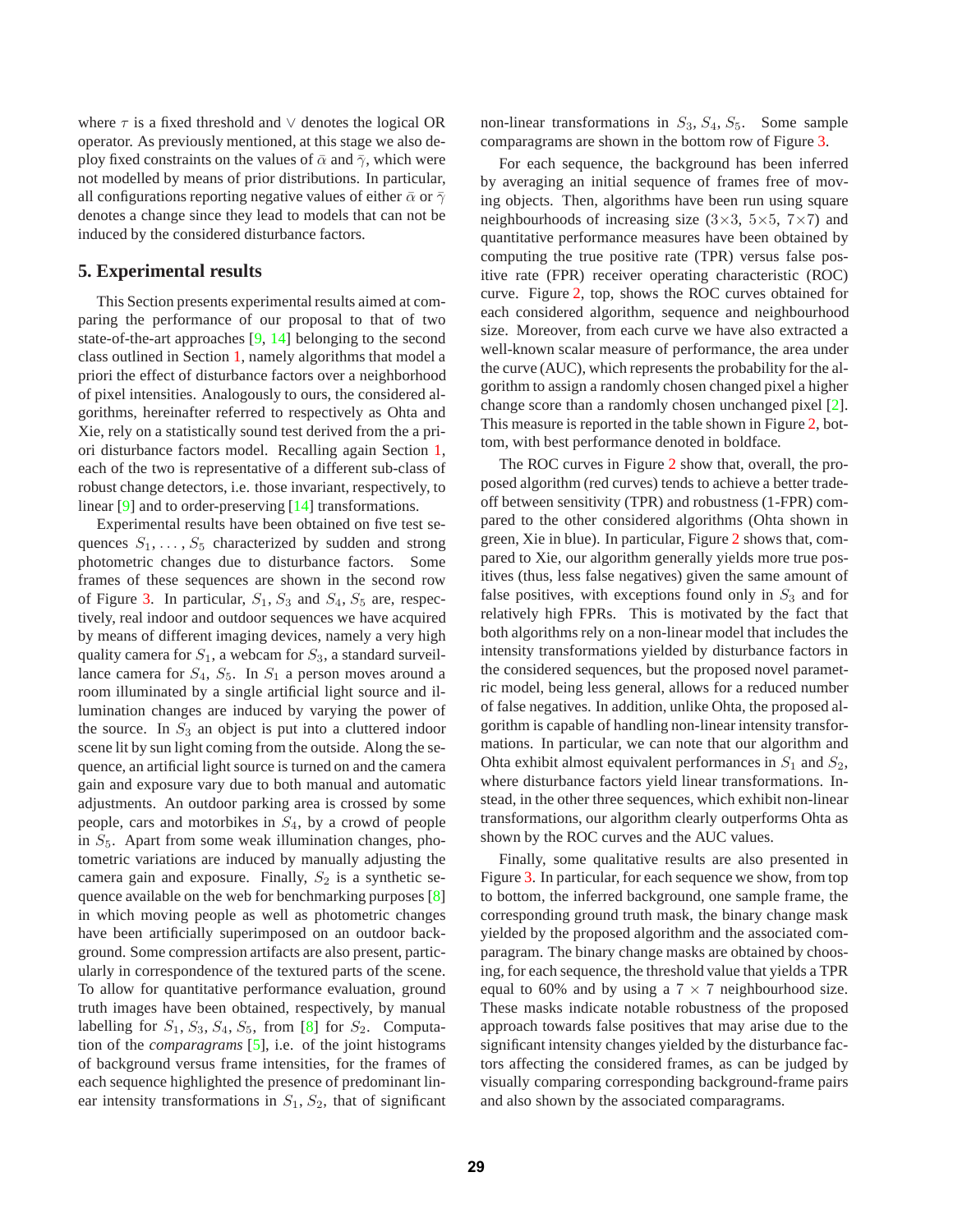where $\tau$ is a fixed threshold and $\vee$ denotes the logical OR operator. As previously mentioned, at this stage we also deploy fixed constraints on the values of $\bar{\alpha}$ and $\bar{\gamma}$, which were not modelled by means of prior distributions. In particular, all configurations reporting negative values of either $\bar{\alpha}$ or $\bar{\gamma}$ denotes a change since they lead to models that can not be induced by the considered disturbance factors.

## 5. Experimental results

This Section presents experimental results aimed at comparing the performance of our proposal to that of two state-of-the-art approaches [9, 14] belonging to the second class outlined in Section 1, namely algorithms that model a priori the effect of disturbance factors over a neighborhood of pixel intensities. Analogously to ours, the considered algorithms, hereinafter referred to respectively as Ohta and Xie, rely on a statistically sound test derived from the a priori disturbance factors model. Recalling again Section 1, each of the two is representative of a different sub-class of robust change detectors, i.e. those invariant, respectively, to linear [9] and to order-preserving [14] transformations.

Experimental results have been obtained on five test sequences $S_1, \ldots, S_5$ characterized by sudden and strong photometric changes due to disturbance factors. Some frames of these sequences are shown in the second row of Figure 3. In particular, $S_1$, $S_3$ and $S_4$, $S_5$ are, respectively, real indoor and outdoor sequences we have acquired by means of different imaging devices, namely a very high quality camera for $S_1$, a webcam for $S_3$, a standard surveillance camera for $S_4$, $S_5$. In $S_1$ a person moves around a room illuminated by a single artificial light source and illumination changes are induced by varying the power of the source. In $S_3$ an object is put into a cluttered indoor scene lit by sun light coming from the outside. Along the sequence, an artificial light source is turned on and the camera gain and exposure vary due to both manual and automatic adjustments. An outdoor parking area is crossed by some people, cars and motorbikes in $S_4$, by a crowd of people in $S_5$. Apart from some weak illumination changes, photometric variations are induced by manually adjusting the camera gain and exposure. Finally, $S_2$ is a synthetic sequence available on the web for benchmarking purposes [8] in which moving people as well as photometric changes have been artificially superimposed on an outdoor background. Some compression artifacts are also present, particularly in correspondence of the textured parts of the scene. To allow for quantitative performance evaluation, ground truth images have been obtained, respectively, by manual labelling for $S_1$, $S_3$, $S_4$, $S_5$, from [8] for $S_2$. Computation of the *comparagrams* [5], i.e. of the joint histograms of background versus frame intensities, for the frames of each sequence highlighted the presence of predominant linear intensity transformations in $S_1$, $S_2$, that of significant non-linear transformations in $S_3$, $S_4$, $S_5$. Some sample comparagrams are shown in the bottom row of Figure 3.

For each sequence, the background has been inferred by averaging an initial sequence of frames free of moving objects. Then, algorithms have been run using square neighbourhoods of increasing size ($3{\times}3$, $5{\times}5$, $7{\times}7$) and quantitative performance measures have been obtained by computing the true positive rate (TPR) versus false positive rate (FPR) receiver operating characteristic (ROC) curve. Figure 2, top, shows the ROC curves obtained for each considered algorithm, sequence and neighbourhood size. Moreover, from each curve we have also extracted a well-known scalar measure of performance, the area under the curve (AUC), which represents the probability for the algorithm to assign a randomly chosen changed pixel a higher change score than a randomly chosen unchanged pixel [2]. This measure is reported in the table shown in Figure 2, bottom, with best performance denoted in boldface.

The ROC curves in Figure 2 show that, overall, the proposed algorithm (red curves) tends to achieve a better tradeoff between sensitivity (TPR) and robustness (1-FPR) compared to the other considered algorithms (Ohta shown in green, Xie in blue). In particular, Figure 2 shows that, compared to Xie, our algorithm generally yields more true positives (thus, less false negatives) given the same amount of false positives, with exceptions found only in $S_3$ and for relatively high FPRs. This is motivated by the fact that both algorithms rely on a non-linear model that includes the intensity transformations yielded by disturbance factors in the considered sequences, but the proposed novel parametric model, being less general, allows for a reduced number of false negatives. In addition, unlike Ohta, the proposed algorithm is capable of handling non-linear intensity transformations. In particular, we can note that our algorithm and Ohta exhibit almost equivalent performances in $S_1$ and $S_2$, where disturbance factors yield linear transformations. Instead, in the other three sequences, which exhibit non-linear transformations, our algorithm clearly outperforms Ohta as shown by the ROC curves and the AUC values.

Finally, some qualitative results are also presented in Figure 3. In particular, for each sequence we show, from top to bottom, the inferred background, one sample frame, the corresponding ground truth mask, the binary change mask yielded by the proposed algorithm and the associated comparagram. The binary change masks are obtained by choosing, for each sequence, the threshold value that yields a TPR equal to 60% and by using a $7 \times 7$ neighbourhood size. These masks indicate notable robustness of the proposed approach towards false positives that may arise due to the significant intensity changes yielded by the disturbance factors affecting the considered frames, as can be judged by visually comparing corresponding background-frame pairs and also shown by the associated comparagrams.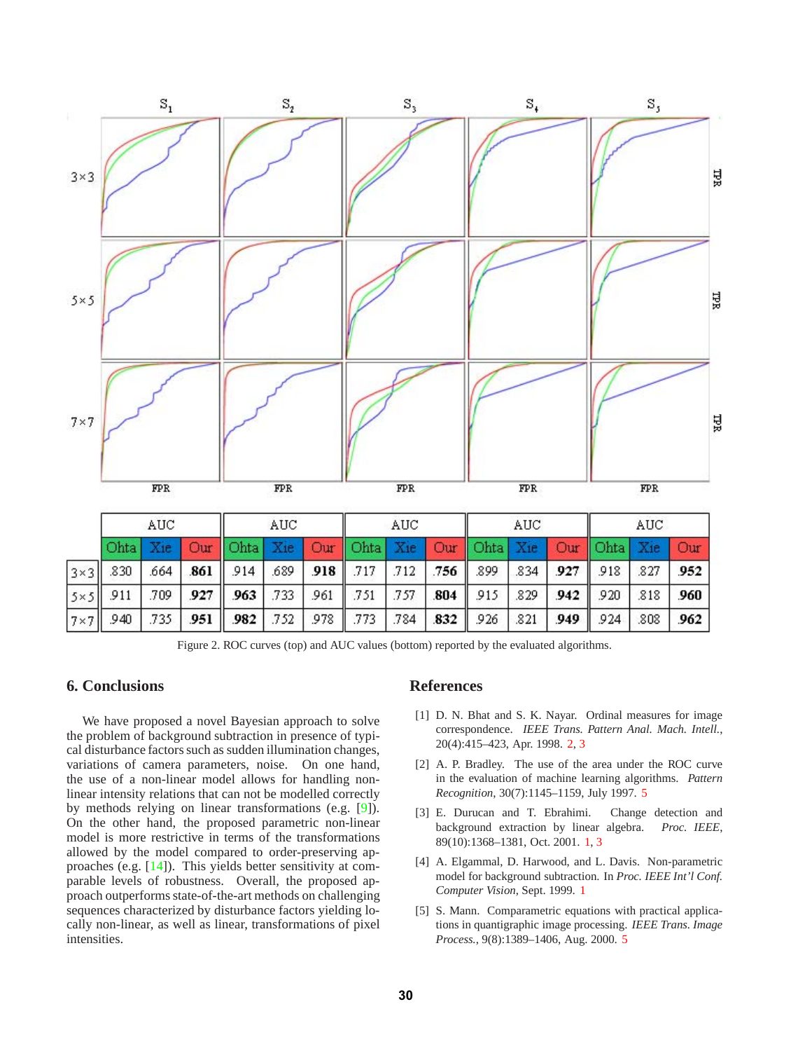| | AUC | | | AUC | | | AUC | | | AUC | | | AUC | | |
|---|---|---|---|---|---|---|---|---|---|---|---|---|---|---|---|
| | Ohta | Xie | Our | Ohta | Xie | Our | Ohta | Xie | Our | Ohta | Xie | Our | Ohta | Xie | Our |
| 3×3 | .830 | .664 | **.861** | .914 | .689 | **.918** | .717 | .712 | **.756** | .899 | .834 | **.927** | .918 | .827 | **.952** |
| 5×5 | .911 | .709 | **.927** | **.963** | .733 | .961 | .751 | .757 | **.804** | .915 | .829 | **.942** | .920 | .818 | **.960** |
| 7×7 | .940 | .735 | **.951** | **.982** | .752 | .978 | .773 | .784 | **.832** | .926 | .821 | **.949** | .924 | .808 | **.962** |

Figure 2. ROC curves (top) and AUC values (bottom) reported by the evaluated algorithms.

## 6. Conclusions

We have proposed a novel Bayesian approach to solve the problem of background subtraction in presence of typical disturbance factors such as sudden illumination changes, variations of camera parameters, noise. On one hand, the use of a non-linear model allows for handling non-linear intensity relations that can not be modelled correctly by methods relying on linear transformations (e.g. [9]). On the other hand, the proposed parametric non-linear model is more restrictive in terms of the transformations allowed by the model compared to order-preserving approaches (e.g. [14]). This yields better sensitivity at comparable levels of robustness. Overall, the proposed approach outperforms state-of-the-art methods on challenging sequences characterized by disturbance factors yielding locally non-linear, as well as linear, transformations of pixel intensities.

## References

[1] D. N. Bhat and S. K. Nayar. Ordinal measures for image correspondence. *IEEE Trans. Pattern Anal. Mach. Intell.*, 20(4):415–423, Apr. 1998. 2, 3

[2] A. P. Bradley. The use of the area under the ROC curve in the evaluation of machine learning algorithms. *Pattern Recognition*, 30(7):1145–1159, July 1997. 5

[3] E. Durucan and T. Ebrahimi. Change detection and background extraction by linear algebra. *Proc. IEEE*, 89(10):1368–1381, Oct. 2001. 1, 3

[4] A. Elgammal, D. Harwood, and L. Davis. Non-parametric model for background subtraction. In *Proc. IEEE Int'l Conf. Computer Vision*, Sept. 1999. 1

[5] S. Mann. Comparametric equations with practical applications in quantigraphic image processing. *IEEE Trans. Image Process.*, 9(8):1389–1406, Aug. 2000. 5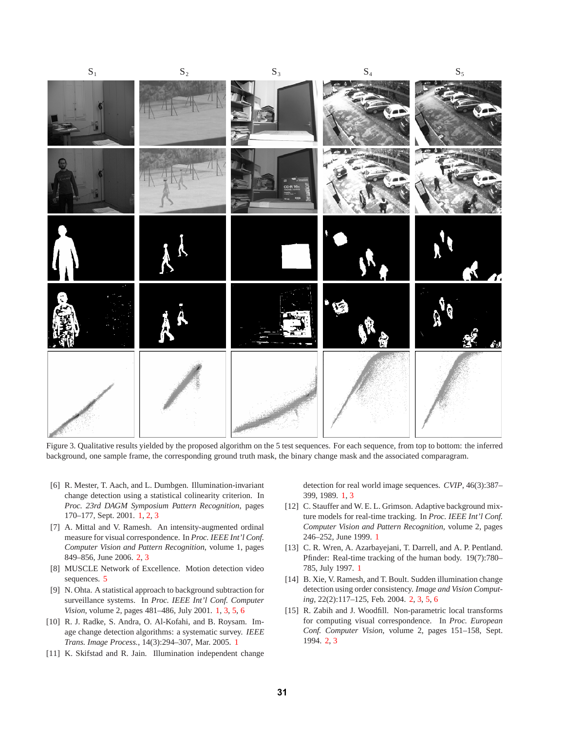S$_1$ S$_2$ S$_3$ S$_4$ S$_5$

Figure 3. Qualitative results yielded by the proposed algorithm on the 5 test sequences. For each sequence, from top to bottom: the inferred background, one sample frame, the corresponding ground truth mask, the binary change mask and the associated comparagram.

[6] R. Mester, T. Aach, and L. Dumbgen. Illumination-invariant change detection using a statistical colinearity criterion. In *Proc. 23rd DAGM Symposium Pattern Recognition*, pages 170–177, Sept. 2001. 1, 2, 3

[7] A. Mittal and V. Ramesh. An intensity-augmented ordinal measure for visual correspondence. In *Proc. IEEE Int'l Conf. Computer Vision and Pattern Recognition*, volume 1, pages 849–856, June 2006. 2, 3

[8] MUSCLE Network of Excellence. Motion detection video sequences. 5

[9] N. Ohta. A statistical approach to background subtraction for surveillance systems. In *Proc. IEEE Int'l Conf. Computer Vision*, volume 2, pages 481–486, July 2001. 1, 3, 5, 6

[10] R. J. Radke, S. Andra, O. Al-Kofahi, and B. Roysam. Image change detection algorithms: a systematic survey. *IEEE Trans. Image Process.*, 14(3):294–307, Mar. 2005. 1

[11] K. Skifstad and R. Jain. Illumination independent change detection for real world image sequences. *CVIP*, 46(3):387–399, 1989. 1, 3

[12] C. Stauffer and W. E. L. Grimson. Adaptive background mixture models for real-time tracking. In *Proc. IEEE Int'l Conf. Computer Vision and Pattern Recognition*, volume 2, pages 246–252, June 1999. 1

[13] C. R. Wren, A. Azarbayejani, T. Darrell, and A. P. Pentland. Pfinder: Real-time tracking of the human body. 19(7):780–785, July 1997. 1

[14] B. Xie, V. Ramesh, and T. Boult. Sudden illumination change detection using order consistency. *Image and Vision Computing*, 22(2):117–125, Feb. 2004. 2, 3, 5, 6

[15] R. Zabih and J. Woodfill. Non-parametric local transforms for computing visual correspondence. In *Proc. European Conf. Computer Vision*, volume 2, pages 151–158, Sept. 1994. 2, 3